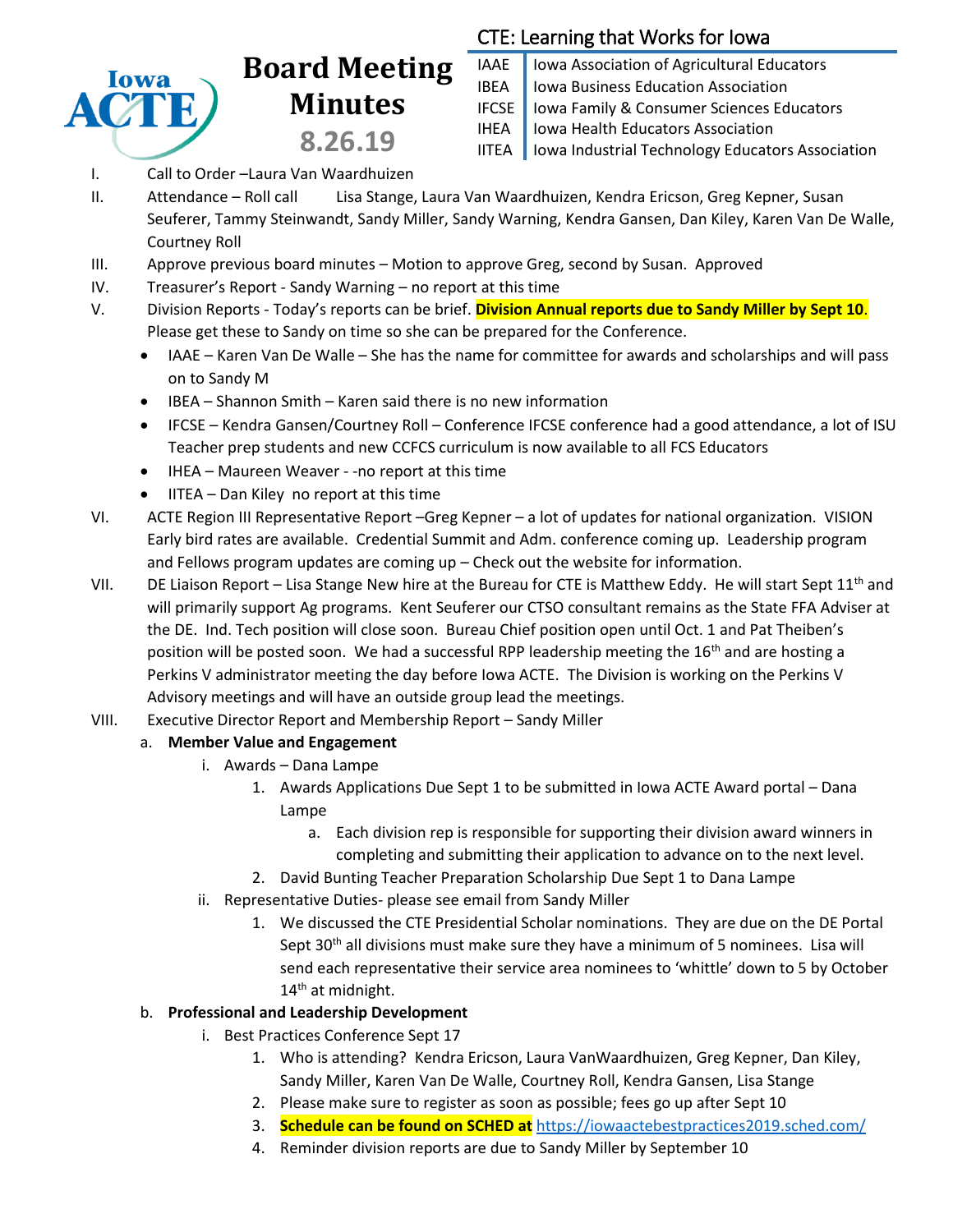# Iowa ACTE

# Board Meeting Minutes

## 8.26.19

**CTE: Learning that Works for Iowa**

| | |
|---|---|
| IAAE | Iowa Association of Agricultural Educators |
| IBEA | Iowa Business Education Association |
| IFCSE | Iowa Family & Consumer Sciences Educators |
| IHEA | Iowa Health Educators Association |
| IITEA | Iowa Industrial Technology Educators Association |

I. Call to Order –Laura Van Waardhuizen

II. Attendance – Roll call Lisa Stange, Laura Van Waardhuizen, Kendra Ericson, Greg Kepner, Susan Seuferer, Tammy Steinwandt, Sandy Miller, Sandy Warning, Kendra Gansen, Dan Kiley, Karen Van De Walle, Courtney Roll

III. Approve previous board minutes – Motion to approve Greg, second by Susan. Approved

IV. Treasurer's Report - Sandy Warning – no report at this time

V. Division Reports - Today's reports can be brief. **Division Annual reports due to Sandy Miller by Sept 10**. Please get these to Sandy on time so she can be prepared for the Conference.

- IAAE – Karen Van De Walle – She has the name for committee for awards and scholarships and will pass on to Sandy M
- IBEA – Shannon Smith – Karen said there is no new information
- IFCSE – Kendra Gansen/Courtney Roll – Conference IFCSE conference had a good attendance, a lot of ISU Teacher prep students and new CCFCS curriculum is now available to all FCS Educators
- IHEA – Maureen Weaver - -no report at this time
- IITEA – Dan Kiley no report at this time

VI. ACTE Region III Representative Report –Greg Kepner – a lot of updates for national organization. VISION Early bird rates are available. Credential Summit and Adm. conference coming up. Leadership program and Fellows program updates are coming up – Check out the website for information.

VII. DE Liaison Report – Lisa Stange New hire at the Bureau for CTE is Matthew Eddy. He will start Sept 11th and will primarily support Ag programs. Kent Seuferer our CTSO consultant remains as the State FFA Adviser at the DE. Ind. Tech position will close soon. Bureau Chief position open until Oct. 1 and Pat Theiben's position will be posted soon. We had a successful RPP leadership meeting the 16th and are hosting a Perkins V administrator meeting the day before Iowa ACTE. The Division is working on the Perkins V Advisory meetings and will have an outside group lead the meetings.

VIII. Executive Director Report and Membership Report – Sandy Miller

a. **Member Value and Engagement**

i. Awards – Dana Lampe

1. Awards Applications Due Sept 1 to be submitted in Iowa ACTE Award portal – Dana Lampe

a. Each division rep is responsible for supporting their division award winners in completing and submitting their application to advance on to the next level.

2. David Bunting Teacher Preparation Scholarship Due Sept 1 to Dana Lampe

ii. Representative Duties- please see email from Sandy Miller

1. We discussed the CTE Presidential Scholar nominations. They are due on the DE Portal Sept 30th all divisions must make sure they have a minimum of 5 nominees. Lisa will send each representative their service area nominees to 'whittle' down to 5 by October 14th at midnight.

b. **Professional and Leadership Development**

i. Best Practices Conference Sept 17

1. Who is attending? Kendra Ericson, Laura VanWaardhuizen, Greg Kepner, Dan Kiley, Sandy Miller, Karen Van De Walle, Courtney Roll, Kendra Gansen, Lisa Stange
2. Please make sure to register as soon as possible; fees go up after Sept 10
3. **Schedule can be found on SCHED at** https://iowaactebestpractices2019.sched.com/
4. Reminder division reports are due to Sandy Miller by September 10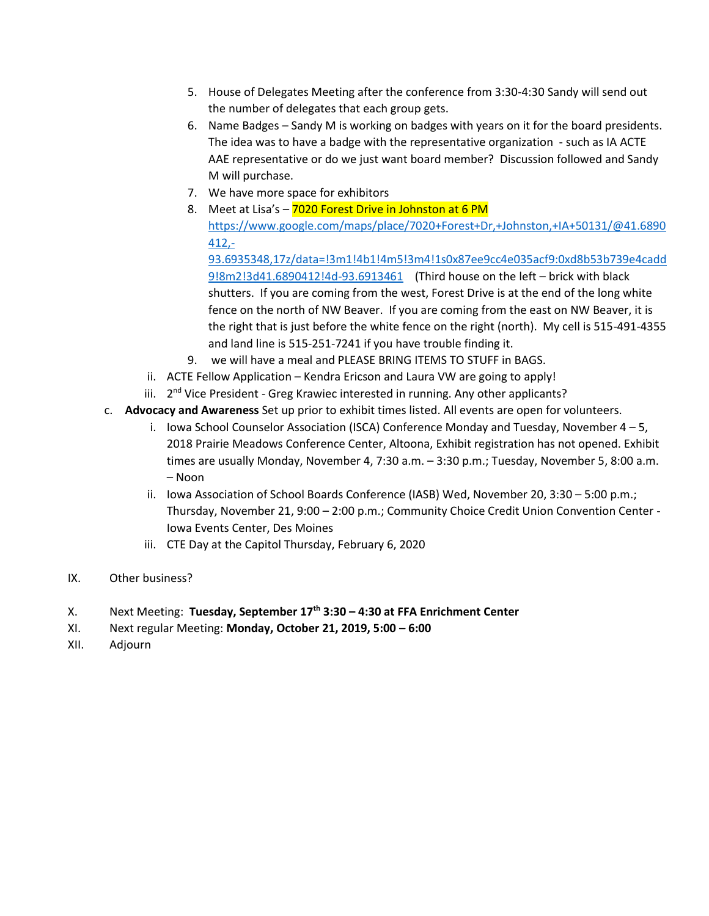5. House of Delegates Meeting after the conference from 3:30-4:30 Sandy will send out the number of delegates that each group gets.
6. Name Badges – Sandy M is working on badges with years on it for the board presidents. The idea was to have a badge with the representative organization - such as IA ACTE AAE representative or do we just want board member? Discussion followed and Sandy M will purchase.
7. We have more space for exhibitors
8. Meet at Lisa's – 7020 Forest Drive in Johnston at 6 PM https://www.google.com/maps/place/7020+Forest+Dr,+Johnston,+IA+50131/@41.6890412,-93.6935348,17z/data=!3m1!4b1!4m5!3m4!1s0x87ee9cc4e035acf9:0xd8b53b739e4cadd9!8m2!3d41.6890412!4d-93.6913461 (Third house on the left – brick with black shutters. If you are coming from the west, Forest Drive is at the end of the long white fence on the north of NW Beaver. If you are coming from the east on NW Beaver, it is the right that is just before the white fence on the right (north). My cell is 515-491-4355 and land line is 515-251-7241 if you have trouble finding it.
9. we will have a meal and PLEASE BRING ITEMS TO STUFF in BAGS.

ii. ACTE Fellow Application – Kendra Ericson and Laura VW are going to apply!

iii. 2nd Vice President - Greg Krawiec interested in running. Any other applicants?

c. **Advocacy and Awareness** Set up prior to exhibit times listed. All events are open for volunteers.

i. Iowa School Counselor Association (ISCA) Conference Monday and Tuesday, November 4 – 5, 2018 Prairie Meadows Conference Center, Altoona, Exhibit registration has not opened. Exhibit times are usually Monday, November 4, 7:30 a.m. – 3:30 p.m.; Tuesday, November 5, 8:00 a.m. – Noon

ii. Iowa Association of School Boards Conference (IASB) Wed, November 20, 3:30 – 5:00 p.m.; Thursday, November 21, 9:00 – 2:00 p.m.; Community Choice Credit Union Convention Center - Iowa Events Center, Des Moines

iii. CTE Day at the Capitol Thursday, February 6, 2020

IX. Other business?

X. Next Meeting: **Tuesday, September 17th 3:30 – 4:30 at FFA Enrichment Center**

XI. Next regular Meeting: **Monday, October 21, 2019, 5:00 – 6:00**

XII. Adjourn